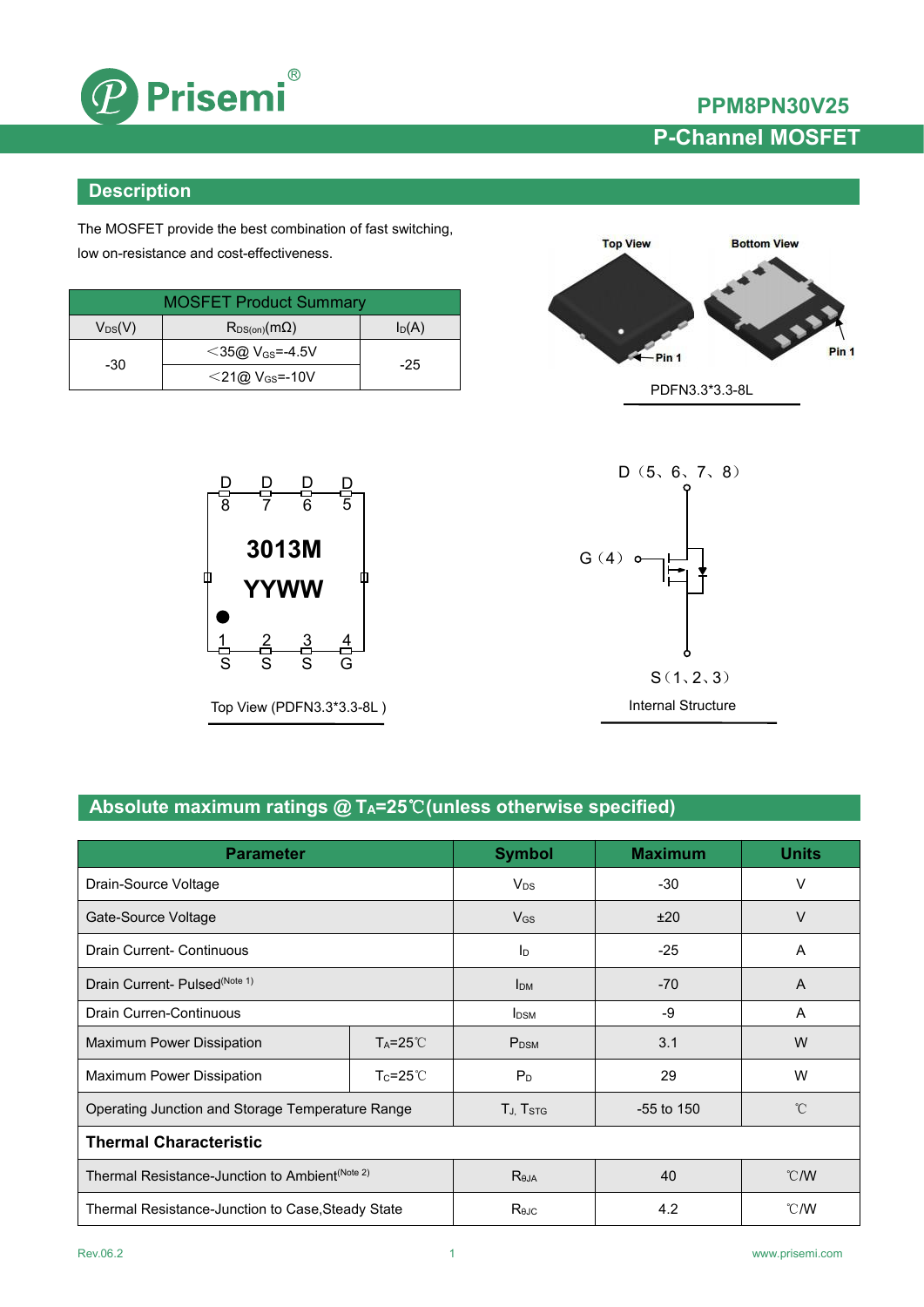# PPM8PN30V25

## P-Channel MOSFET

## Description

The MOSFET provide the best combination of fast switching, low on-resistance and cost-effectiveness.

| MOSFET Product Summary | | |
|---|---|---|
| $V_{DS}$(V) | $R_{DS(on)}$(mΩ) | $I_D$(A) |
| -30 | <35@ $V_{GS}$=-4.5V | -25 |
| | <21@ $V_{GS}$=-10V | |

Top View Bottom View

Pin 1 Pin 1

PDFN3.3*3.3-8L

D D D D
8 7 6 5

3013M
YYWW

1 2 3 4
S S S G

Top View (PDFN3.3*3.3-8L )

D（5、6、7、8）

G（4）

S（1、2、3）

Internal Structure

## Absolute maximum ratings @ $T_A$=25℃(unless otherwise specified)

| Parameter | | Symbol | Maximum | Units |
|---|---|---|---|---|
| Drain-Source Voltage | | $V_{DS}$ | -30 | V |
| Gate-Source Voltage | | $V_{GS}$ | ±20 | V |
| Drain Current- Continuous | | $I_D$ | -25 | A |
| Drain Current- Pulsed(Note 1) | | $I_{DM}$ | -70 | A |
| Drain Curren-Continuous | | $I_{DSM}$ | -9 | A |
| Maximum Power Dissipation | $T_A$=25℃ | $P_{DSM}$ | 3.1 | W |
| Maximum Power Dissipation | $T_C$=25℃ | $P_D$ | 29 | W |
| Operating Junction and Storage Temperature Range | | $T_J$, $T_{STG}$ | -55 to 150 | ℃ |
| **Thermal Characteristic** | | | | |
| Thermal Resistance-Junction to Ambient(Note 2) | | $R_{\theta JA}$ | 40 | ℃/W |
| Thermal Resistance-Junction to Case,Steady State | | $R_{\theta JC}$ | 4.2 | ℃/W |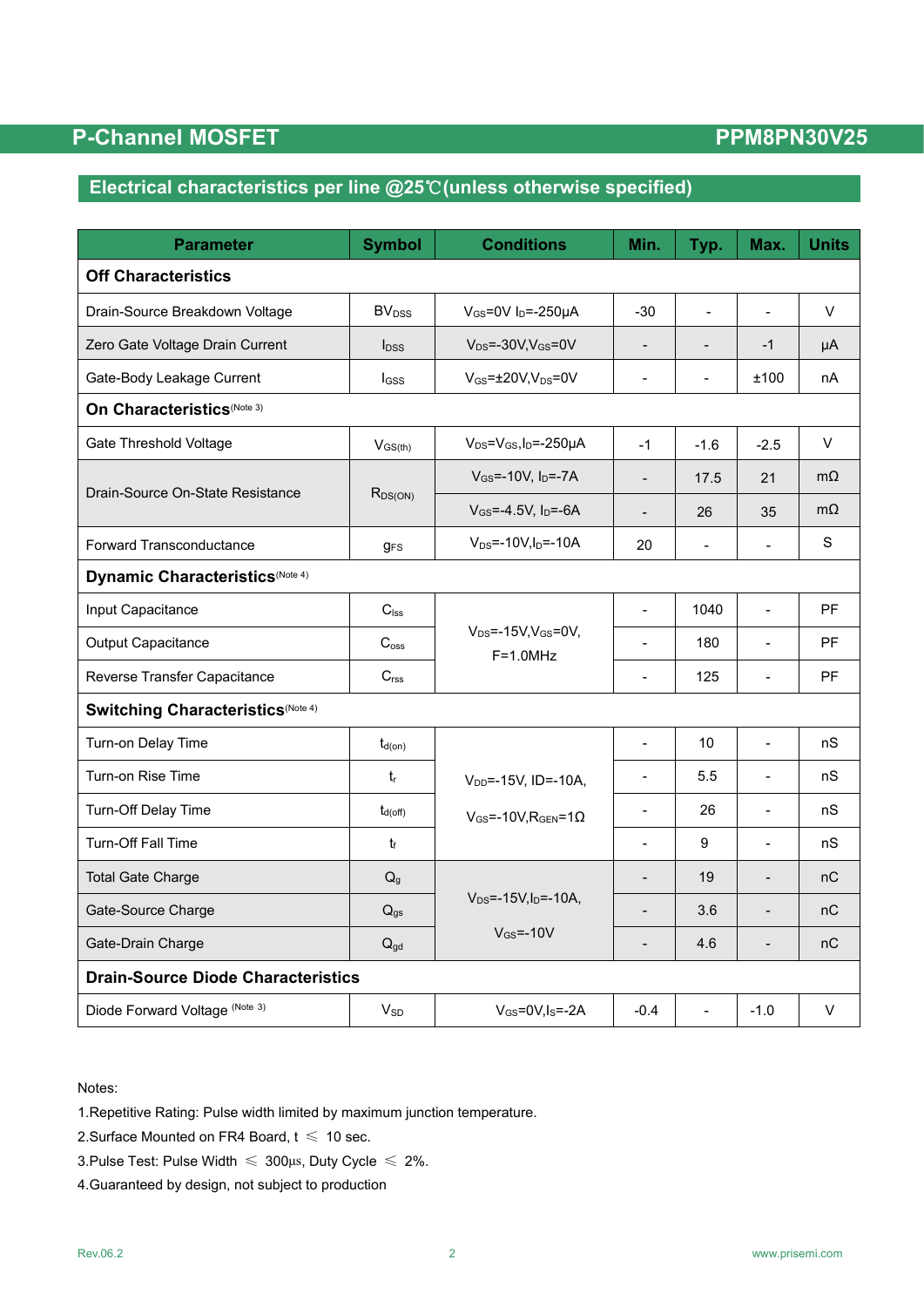## Electrical characteristics per line @25℃(unless otherwise specified)

| Parameter | Symbol | Conditions | Min. | Typ. | Max. | Units |
|---|---|---|---|---|---|---|
| **Off Characteristics** | | | | | | |
| Drain-Source Breakdown Voltage | $BV_{DSS}$ | $V_{GS}$=0V $I_D$=-250μA | -30 | - | - | V |
| Zero Gate Voltage Drain Current | $I_{DSS}$ | $V_{DS}$=-30V,$V_{GS}$=0V | - | - | -1 | μA |
| Gate-Body Leakage Current | $I_{GSS}$ | $V_{GS}$=±20V,$V_{DS}$=0V | - | - | ±100 | nA |
| **On Characteristics** (Note 3) | | | | | | |
| Gate Threshold Voltage | $V_{GS(th)}$ | $V_{DS}$=$V_{GS}$,$I_D$=-250μA | -1 | -1.6 | -2.5 | V |
| Drain-Source On-State Resistance | $R_{DS(ON)}$ | $V_{GS}$=-10V, $I_D$=-7A | - | 17.5 | 21 | mΩ |
| | | $V_{GS}$=-4.5V, $I_D$=-6A | - | 26 | 35 | mΩ |
| Forward Transconductance | $g_{FS}$ | $V_{DS}$=-10V,$I_D$=-10A | 20 | - | - | S |
| **Dynamic Characteristics** (Note 4) | | | | | | |
| Input Capacitance | $C_{iss}$ | $V_{DS}$=-15V,$V_{GS}$=0V, F=1.0MHz | - | 1040 | - | PF |
| Output Capacitance | $C_{oss}$ | | - | 180 | - | PF |
| Reverse Transfer Capacitance | $C_{rss}$ | | - | 125 | - | PF |
| **Switching Characteristics** (Note 4) | | | | | | |
| Turn-on Delay Time | $t_{d(on)}$ | $V_{DD}$=-15V, ID=-10A, $V_{GS}$=-10V,$R_{GEN}$=1Ω | - | 10 | - | nS |
| Turn-on Rise Time | $t_r$ | | - | 5.5 | - | nS |
| Turn-Off Delay Time | $t_{d(off)}$ | | - | 26 | - | nS |
| Turn-Off Fall Time | $t_f$ | | - | 9 | - | nS |
| Total Gate Charge | $Q_g$ | $V_{DS}$=-15V,$I_D$=-10A, $V_{GS}$=-10V | - | 19 | - | nC |
| Gate-Source Charge | $Q_{gs}$ | | - | 3.6 | - | nC |
| Gate-Drain Charge | $Q_{gd}$ | | - | 4.6 | - | nC |
| **Drain-Source Diode Characteristics** | | | | | | |
| Diode Forward Voltage (Note 3) | $V_{SD}$ | $V_{GS}$=0V,$I_S$=-2A | -0.4 | - | -1.0 | V |

Notes:

1.Repetitive Rating: Pulse width limited by maximum junction temperature.

2.Surface Mounted on FR4 Board, t ≤ 10 sec.

3.Pulse Test: Pulse Width ≤ 300μs, Duty Cycle ≤ 2%.

4.Guaranteed by design, not subject to production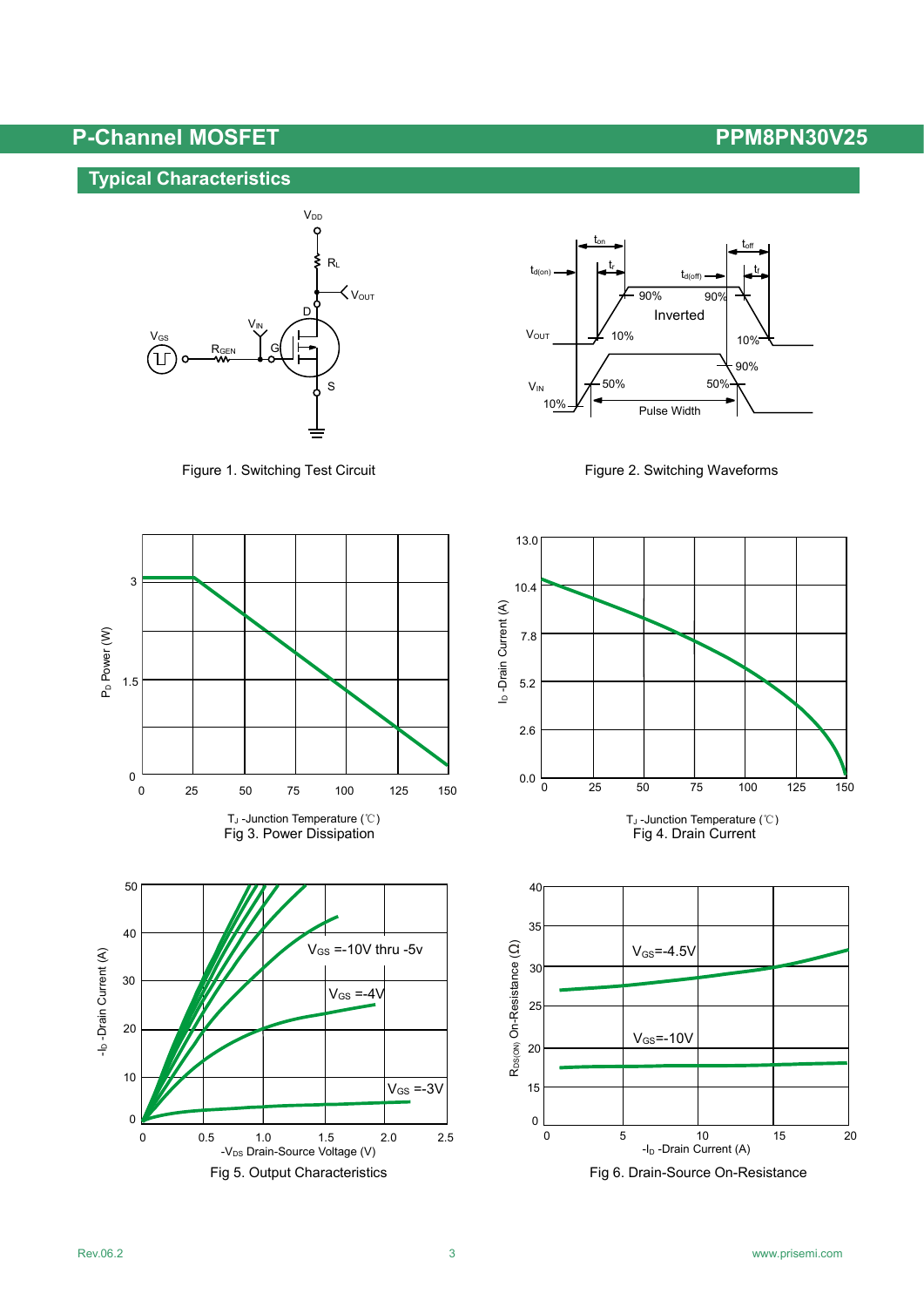## Typical Characteristics

Figure 1. Switching Test Circuit

Figure 2. Switching Waveforms

Fig 3. Power Dissipation

Fig 4. Drain Current

Fig 5. Output Characteristics

Fig 6. Drain-Source On-Resistance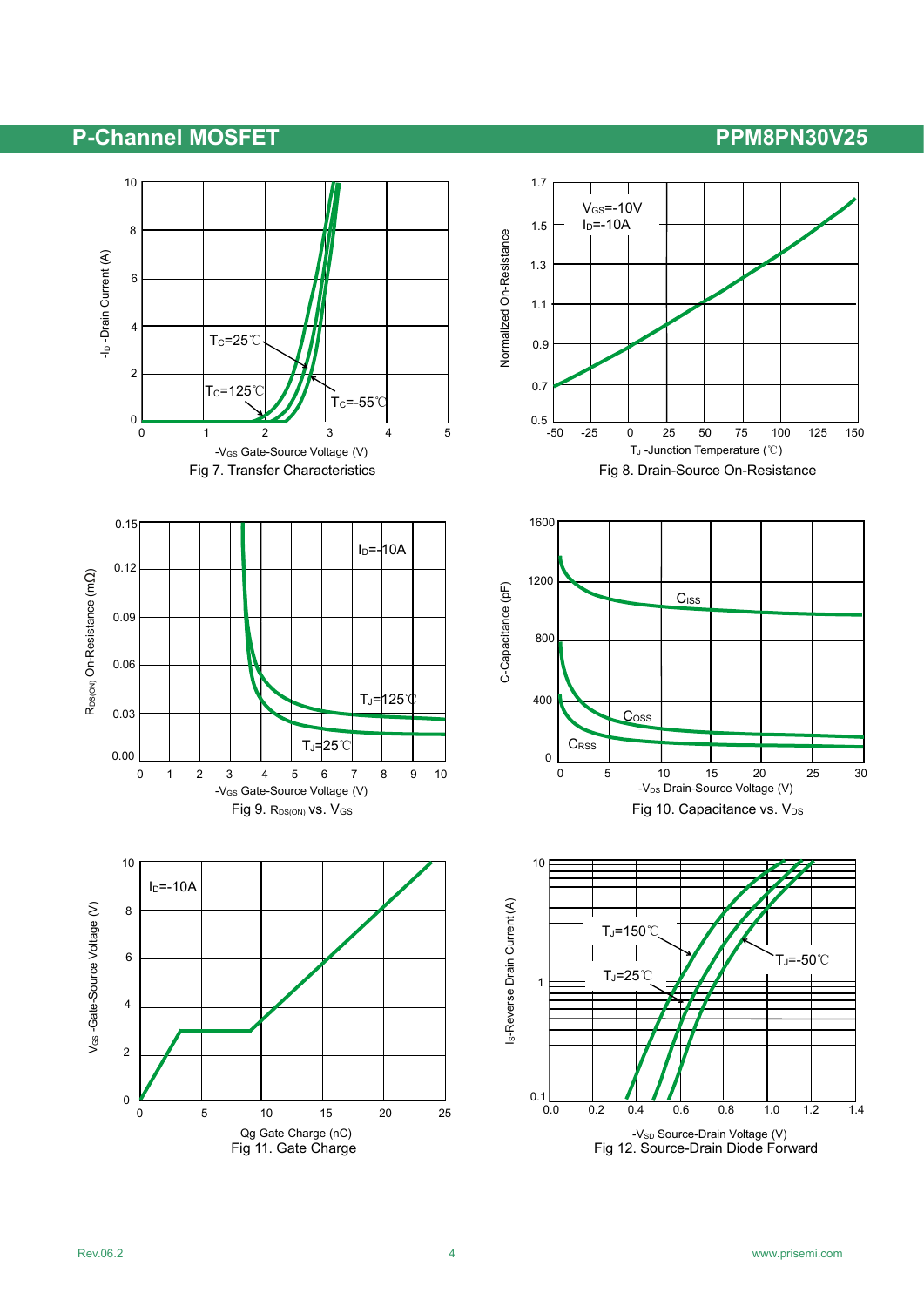Fig 7. Transfer Characteristics

Fig 8. Drain-Source On-Resistance

Fig 9. $R_{DS(ON)}$ vs. $V_{GS}$

Fig 10. Capacitance vs. $V_{DS}$

Fig 11. Gate Charge

Fig 12. Source-Drain Diode Forward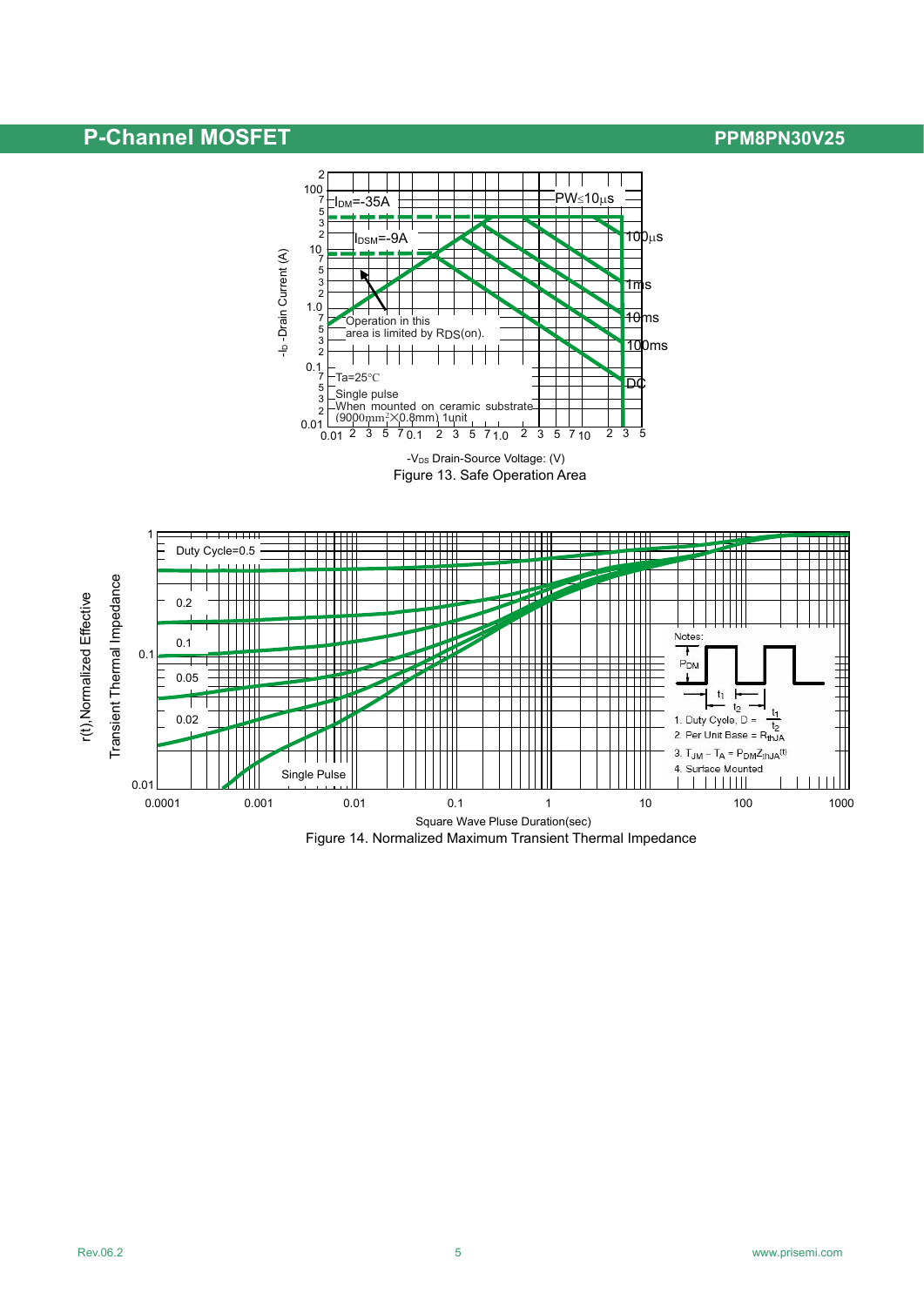Figure 13. Safe Operation Area

Figure 14. Normalized Maximum Transient Thermal Impedance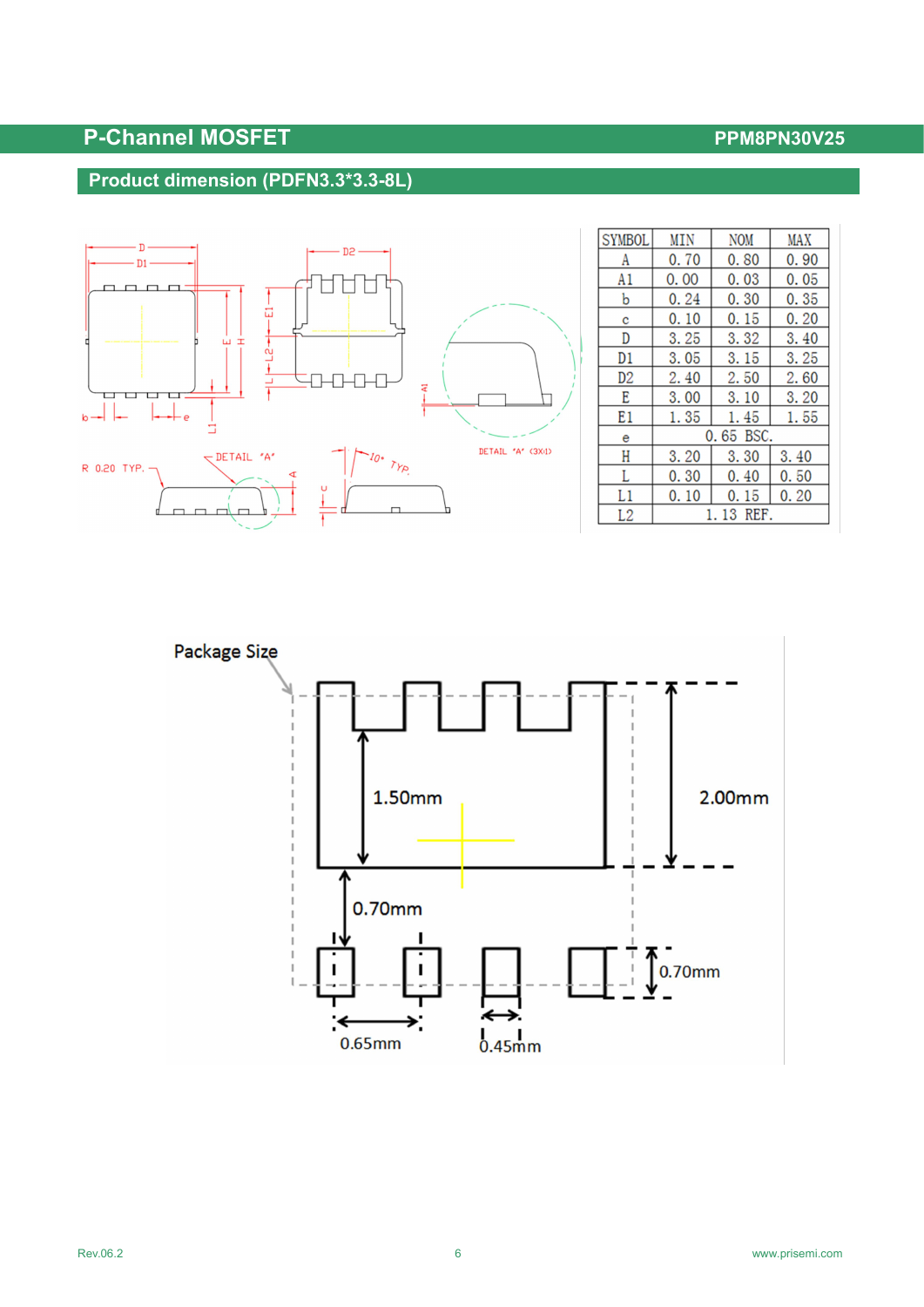## Product dimension (PDFN3.3*3.3-8L)

| SYMBOL | MIN | NOM | MAX |
|---|---|---|---|
| A | 0.70 | 0.80 | 0.90 |
| A1 | 0.00 | 0.03 | 0.05 |
| b | 0.24 | 0.30 | 0.35 |
| c | 0.10 | 0.15 | 0.20 |
| D | 3.25 | 3.32 | 3.40 |
| D1 | 3.05 | 3.15 | 3.25 |
| D2 | 2.40 | 2.50 | 2.60 |
| E | 3.00 | 3.10 | 3.20 |
| E1 | 1.35 | 1.45 | 1.55 |
| e | 0.65 BSC. | | |
| H | 3.20 | 3.30 | 3.40 |
| L | 0.30 | 0.40 | 0.50 |
| L1 | 0.10 | 0.15 | 0.20 |
| L2 | 1.13 REF. | | |

Package Size

1.50mm

2.00mm

0.70mm

0.70mm

0.65mm

0.45mm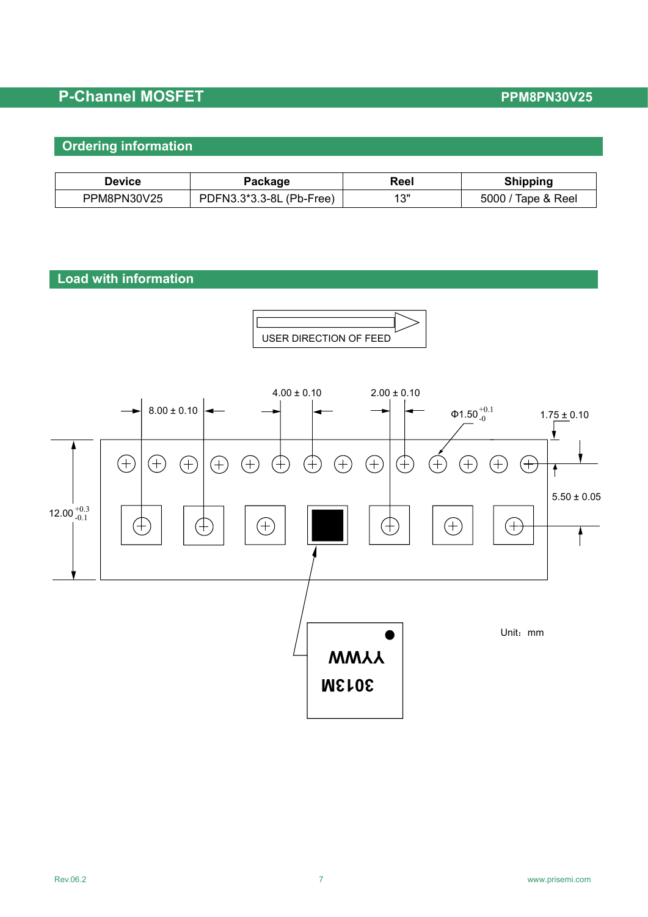## Ordering information

| Device | Package | Reel | Shipping |
| --- | --- | --- | --- |
| PPM8PN30V25 | PDFN3.3*3.3-8L (Pb-Free) | 13" | 5000 / Tape & Reel |

## Load with information

USER DIRECTION OF FEED

8.00 ± 0.10

4.00 ± 0.10

2.00 ± 0.10

Φ1.50 $^{+0.1}_{-0}$

1.75 ± 0.10

12.00 $^{+0.3}_{-0.1}$

5.50 ± 0.05

YYWW

3013M

Unit：mm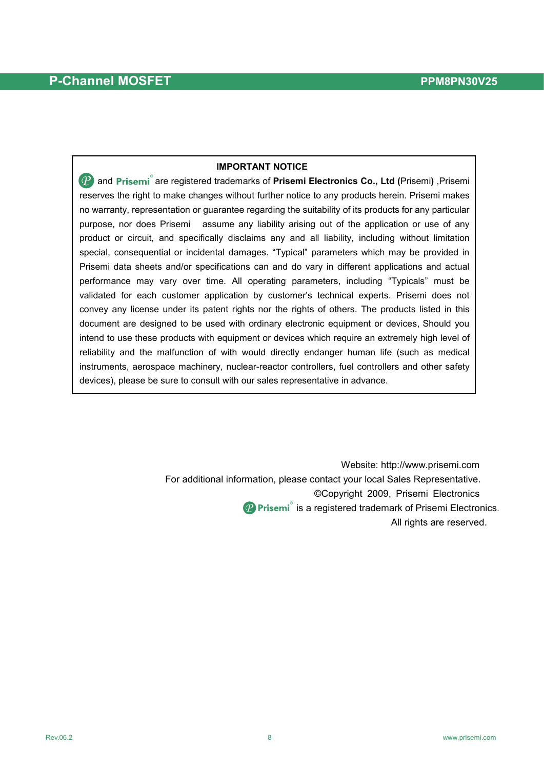## IMPORTANT NOTICE

and **Prisemi** are registered trademarks of **Prisemi Electronics Co., Ltd (**Prisemi**)** ,Prisemi reserves the right to make changes without further notice to any products herein. Prisemi makes no warranty, representation or guarantee regarding the suitability of its products for any particular purpose, nor does Prisemi assume any liability arising out of the application or use of any product or circuit, and specifically disclaims any and all liability, including without limitation special, consequential or incidental damages. "Typical" parameters which may be provided in Prisemi data sheets and/or specifications can and do vary in different applications and actual performance may vary over time. All operating parameters, including "Typicals" must be validated for each customer application by customer's technical experts. Prisemi does not convey any license under its patent rights nor the rights of others. The products listed in this document are designed to be used with ordinary electronic equipment or devices, Should you intend to use these products with equipment or devices which require an extremely high level of reliability and the malfunction of with would directly endanger human life (such as medical instruments, aerospace machinery, nuclear-reactor controllers, fuel controllers and other safety devices), please be sure to consult with our sales representative in advance.

Website: http://www.prisemi.com

For additional information, please contact your local Sales Representative.

©Copyright 2009, Prisemi Electronics

**Prisemi** is a registered trademark of Prisemi Electronics.

All rights are reserved.